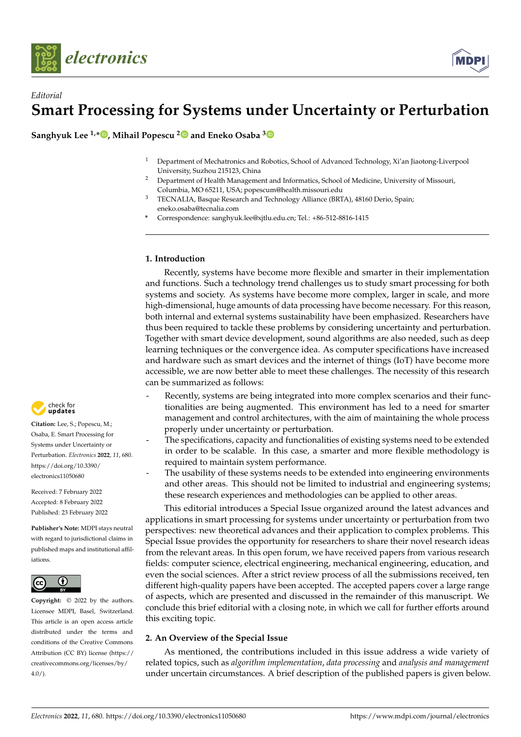*Editorial*

# Smart Processing for Systems under Uncertainty or Perturbation

**Sanghyuk Lee [1,*], Mihail Popescu [2] and Eneko Osaba [3]**

[1] Department of Mechatronics and Robotics, School of Advanced Technology, Xi'an Jiaotong-Liverpool University, Suzhou 215123, China

[2] Department of Health Management and Informatics, School of Medicine, University of Missouri, Columbia, MO 65211, USA; popescum@health.missouri.edu

[3] TECNALIA, Basque Research and Technology Alliance (BRTA), 48160 Derio, Spain; eneko.osaba@tecnalia.com

\* Correspondence: sanghyuk.lee@xjtlu.edu.cn; Tel.: +86-512-8816-1415

**Citation:** Lee, S.; Popescu, M.; Osaba, E. Smart Processing for Systems under Uncertainty or Perturbation. *Electronics* **2022**, *11*, 680. https://doi.org/10.3390/electronics11050680

Received: 7 February 2022

Accepted: 8 February 2022

Published: 23 February 2022

**Publisher's Note:** MDPI stays neutral with regard to jurisdictional claims in published maps and institutional affiliations.

**Copyright:** © 2022 by the authors. Licensee MDPI, Basel, Switzerland. This article is an open access article distributed under the terms and conditions of the Creative Commons Attribution (CC BY) license (https://creativecommons.org/licenses/by/4.0/).

## 1. Introduction

Recently, systems have become more flexible and smarter in their implementation and functions. Such a technology trend challenges us to study smart processing for both systems and society. As systems have become more complex, larger in scale, and more high-dimensional, huge amounts of data processing have become necessary. For this reason, both internal and external systems sustainability have been emphasized. Researchers have thus been required to tackle these problems by considering uncertainty and perturbation. Together with smart device development, sound algorithms are also needed, such as deep learning techniques or the convergence idea. As computer specifications have increased and hardware such as smart devices and the internet of things (IoT) have become more accessible, we are now better able to meet these challenges. The necessity of this research can be summarized as follows:

- Recently, systems are being integrated into more complex scenarios and their functionalities are being augmented. This environment has led to a need for smarter management and control architectures, with the aim of maintaining the whole process properly under uncertainty or perturbation.
- The specifications, capacity and functionalities of existing systems need to be extended in order to be scalable. In this case, a smarter and more flexible methodology is required to maintain system performance.
- The usability of these systems needs to be extended into engineering environments and other areas. This should not be limited to industrial and engineering systems; these research experiences and methodologies can be applied to other areas.

This editorial introduces a Special Issue organized around the latest advances and applications in smart processing for systems under uncertainty or perturbation from two perspectives: new theoretical advances and their application to complex problems. This Special Issue provides the opportunity for researchers to share their novel research ideas from the relevant areas. In this open forum, we have received papers from various research fields: computer science, electrical engineering, mechanical engineering, education, and even the social sciences. After a strict review process of all the submissions received, ten different high-quality papers have been accepted. The accepted papers cover a large range of aspects, which are presented and discussed in the remainder of this manuscript. We conclude this brief editorial with a closing note, in which we call for further efforts around this exciting topic.

## 2. An Overview of the Special Issue

As mentioned, the contributions included in this issue address a wide variety of related topics, such as *algorithm implementation*, *data processing* and *analysis and management* under uncertain circumstances. A brief description of the published papers is given below.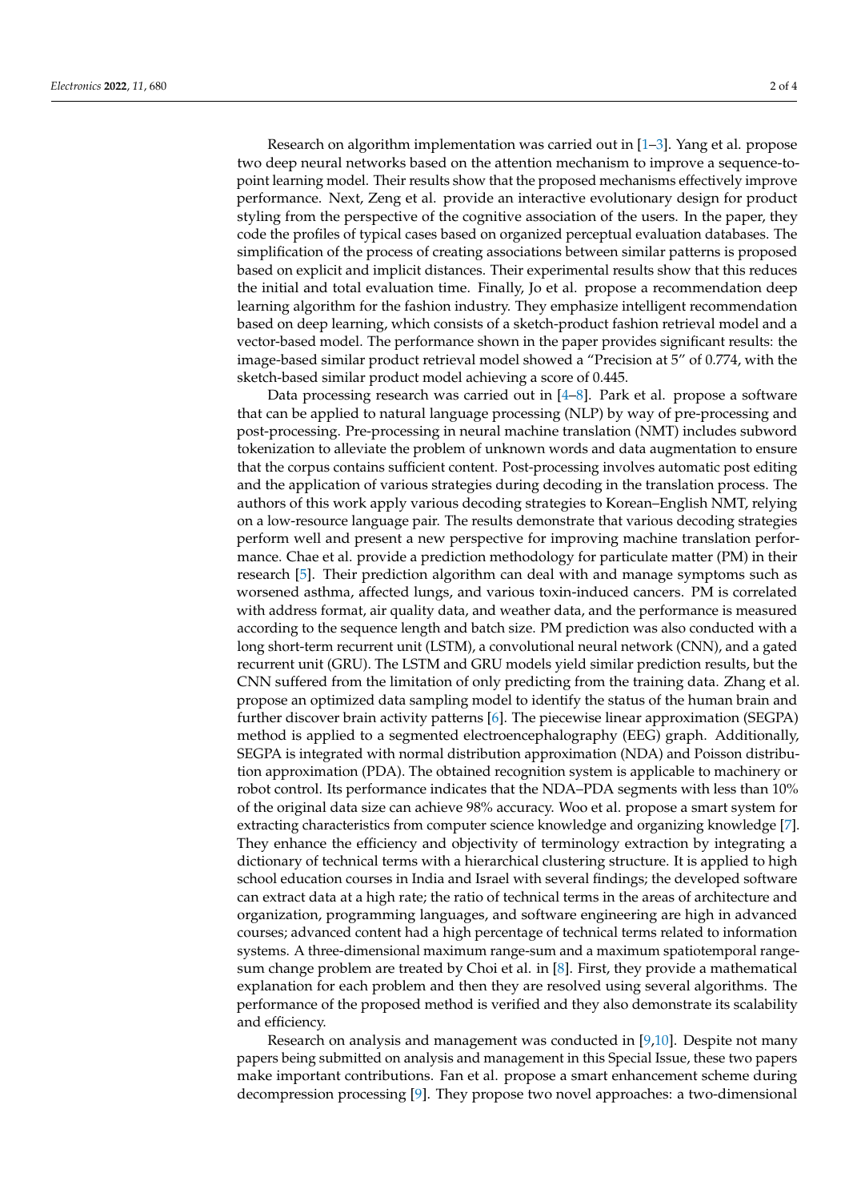Research on algorithm implementation was carried out in [1–3]. Yang et al. propose two deep neural networks based on the attention mechanism to improve a sequence-to-point learning model. Their results show that the proposed mechanisms effectively improve performance. Next, Zeng et al. provide an interactive evolutionary design for product styling from the perspective of the cognitive association of the users. In the paper, they code the profiles of typical cases based on organized perceptual evaluation databases. The simplification of the process of creating associations between similar patterns is proposed based on explicit and implicit distances. Their experimental results show that this reduces the initial and total evaluation time. Finally, Jo et al. propose a recommendation deep learning algorithm for the fashion industry. They emphasize intelligent recommendation based on deep learning, which consists of a sketch-product fashion retrieval model and a vector-based model. The performance shown in the paper provides significant results: the image-based similar product retrieval model showed a "Precision at 5" of 0.774, with the sketch-based similar product model achieving a score of 0.445.

Data processing research was carried out in [4–8]. Park et al. propose a software that can be applied to natural language processing (NLP) by way of pre-processing and post-processing. Pre-processing in neural machine translation (NMT) includes subword tokenization to alleviate the problem of unknown words and data augmentation to ensure that the corpus contains sufficient content. Post-processing involves automatic post editing and the application of various strategies during decoding in the translation process. The authors of this work apply various decoding strategies to Korean–English NMT, relying on a low-resource language pair. The results demonstrate that various decoding strategies perform well and present a new perspective for improving machine translation performance. Chae et al. provide a prediction methodology for particulate matter (PM) in their research [5]. Their prediction algorithm can deal with and manage symptoms such as worsened asthma, affected lungs, and various toxin-induced cancers. PM is correlated with address format, air quality data, and weather data, and the performance is measured according to the sequence length and batch size. PM prediction was also conducted with a long short-term recurrent unit (LSTM), a convolutional neural network (CNN), and a gated recurrent unit (GRU). The LSTM and GRU models yield similar prediction results, but the CNN suffered from the limitation of only predicting from the training data. Zhang et al. propose an optimized data sampling model to identify the status of the human brain and further discover brain activity patterns [6]. The piecewise linear approximation (SEGPA) method is applied to a segmented electroencephalography (EEG) graph. Additionally, SEGPA is integrated with normal distribution approximation (NDA) and Poisson distribution approximation (PDA). The obtained recognition system is applicable to machinery or robot control. Its performance indicates that the NDA–PDA segments with less than 10% of the original data size can achieve 98% accuracy. Woo et al. propose a smart system for extracting characteristics from computer science knowledge and organizing knowledge [7]. They enhance the efficiency and objectivity of terminology extraction by integrating a dictionary of technical terms with a hierarchical clustering structure. It is applied to high school education courses in India and Israel with several findings; the developed software can extract data at a high rate; the ratio of technical terms in the areas of architecture and organization, programming languages, and software engineering are high in advanced courses; advanced content had a high percentage of technical terms related to information systems. A three-dimensional maximum range-sum and a maximum spatiotemporal range-sum change problem are treated by Choi et al. in [8]. First, they provide a mathematical explanation for each problem and then they are resolved using several algorithms. The performance of the proposed method is verified and they also demonstrate its scalability and efficiency.

Research on analysis and management was conducted in [9,10]. Despite not many papers being submitted on analysis and management in this Special Issue, these two papers make important contributions. Fan et al. propose a smart enhancement scheme during decompression processing [9]. They propose two novel approaches: a two-dimensional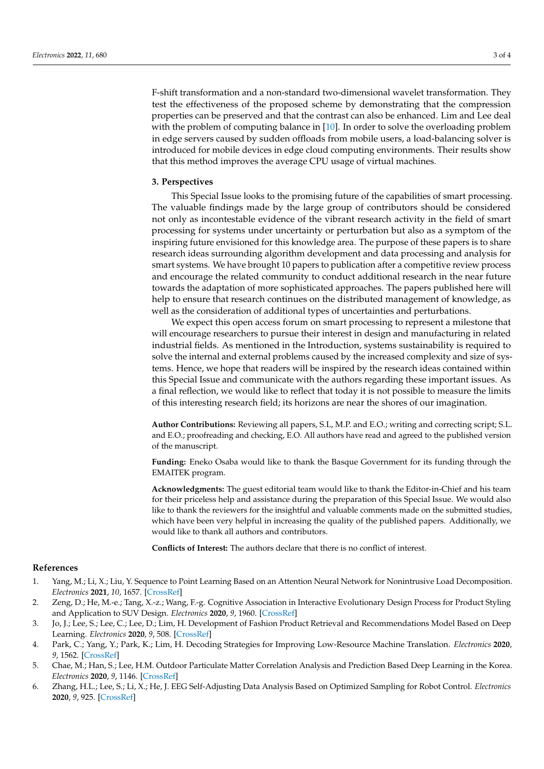F-shift transformation and a non-standard two-dimensional wavelet transformation. They test the effectiveness of the proposed scheme by demonstrating that the compression properties can be preserved and that the contrast can also be enhanced. Lim and Lee deal with the problem of computing balance in [10]. In order to solve the overloading problem in edge servers caused by sudden offloads from mobile users, a load-balancing solver is introduced for mobile devices in edge cloud computing environments. Their results show that this method improves the average CPU usage of virtual machines.

## 3. Perspectives

This Special Issue looks to the promising future of the capabilities of smart processing. The valuable findings made by the large group of contributors should be considered not only as incontestable evidence of the vibrant research activity in the field of smart processing for systems under uncertainty or perturbation but also as a symptom of the inspiring future envisioned for this knowledge area. The purpose of these papers is to share research ideas surrounding algorithm development and data processing and analysis for smart systems. We have brought 10 papers to publication after a competitive review process and encourage the related community to conduct additional research in the near future towards the adaptation of more sophisticated approaches. The papers published here will help to ensure that research continues on the distributed management of knowledge, as well as the consideration of additional types of uncertainties and perturbations.

We expect this open access forum on smart processing to represent a milestone that will encourage researchers to pursue their interest in design and manufacturing in related industrial fields. As mentioned in the Introduction, systems sustainability is required to solve the internal and external problems caused by the increased complexity and size of systems. Hence, we hope that readers will be inspired by the research ideas contained within this Special Issue and communicate with the authors regarding these important issues. As a final reflection, we would like to reflect that today it is not possible to measure the limits of this interesting research field; its horizons are near the shores of our imagination.

**Author Contributions:** Reviewing all papers, S.L, M.P. and E.O.; writing and correcting script; S.L. and E.O.; proofreading and checking, E.O. All authors have read and agreed to the published version of the manuscript.

**Funding:** Eneko Osaba would like to thank the Basque Government for its funding through the EMAITEK program.

**Acknowledgments:** The guest editorial team would like to thank the Editor-in-Chief and his team for their priceless help and assistance during the preparation of this Special Issue. We would also like to thank the reviewers for the insightful and valuable comments made on the submitted studies, which have been very helpful in increasing the quality of the published papers. Additionally, we would like to thank all authors and contributors.

**Conflicts of Interest:** The authors declare that there is no conflict of interest.

## References

1. Yang, M.; Li, X.; Liu, Y. Sequence to Point Learning Based on an Attention Neural Network for Nonintrusive Load Decomposition. *Electronics* **2021**, *10*, 1657. [CrossRef]
2. Zeng, D.; He, M.-e.; Tang, X.-z.; Wang, F.-g. Cognitive Association in Interactive Evolutionary Design Process for Product Styling and Application to SUV Design. *Electronics* **2020**, *9*, 1960. [CrossRef]
3. Jo, J.; Lee, S.; Lee, C.; Lee, D.; Lim, H. Development of Fashion Product Retrieval and Recommendations Model Based on Deep Learning. *Electronics* **2020**, *9*, 508. [CrossRef]
4. Park, C.; Yang, Y.; Park, K.; Lim, H. Decoding Strategies for Improving Low-Resource Machine Translation. *Electronics* **2020**, *9*, 1562. [CrossRef]
5. Chae, M.; Han, S.; Lee, H.M. Outdoor Particulate Matter Correlation Analysis and Prediction Based Deep Learning in the Korea. *Electronics* **2020**, *9*, 1146. [CrossRef]
6. Zhang, H.L.; Lee, S.; Li, X.; He, J. EEG Self-Adjusting Data Analysis Based on Optimized Sampling for Robot Control. *Electronics* **2020**, *9*, 925. [CrossRef]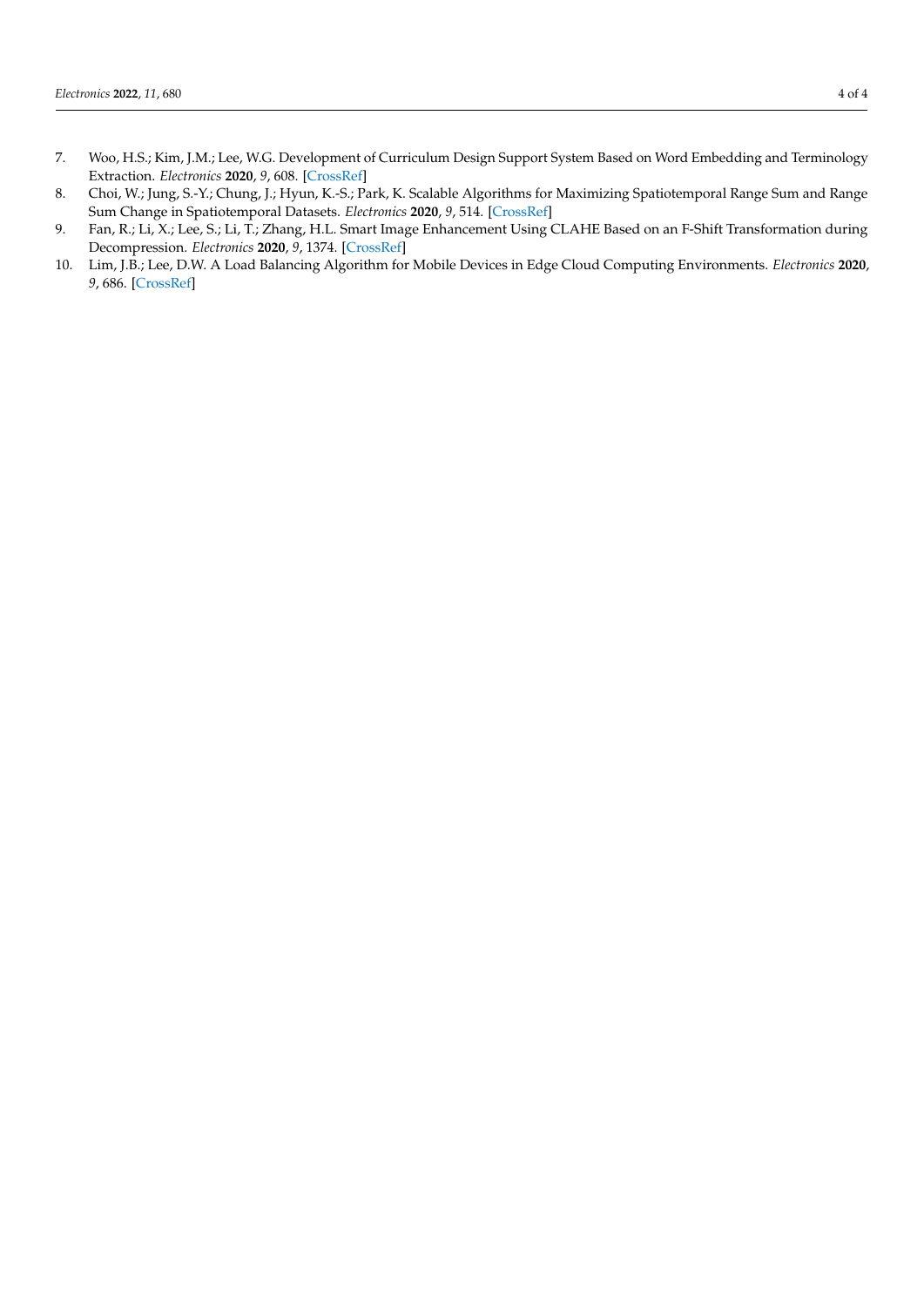7. Woo, H.S.; Kim, J.M.; Lee, W.G. Development of Curriculum Design Support System Based on Word Embedding and Terminology Extraction. *Electronics* **2020**, *9*, 608. [CrossRef]
8. Choi, W.; Jung, S.-Y.; Chung, J.; Hyun, K.-S.; Park, K. Scalable Algorithms for Maximizing Spatiotemporal Range Sum and Range Sum Change in Spatiotemporal Datasets. *Electronics* **2020**, *9*, 514. [CrossRef]
9. Fan, R.; Li, X.; Lee, S.; Li, T.; Zhang, H.L. Smart Image Enhancement Using CLAHE Based on an F-Shift Transformation during Decompression. *Electronics* **2020**, *9*, 1374. [CrossRef]
10. Lim, J.B.; Lee, D.W. A Load Balancing Algorithm for Mobile Devices in Edge Cloud Computing Environments. *Electronics* **2020**, *9*, 686. [CrossRef]